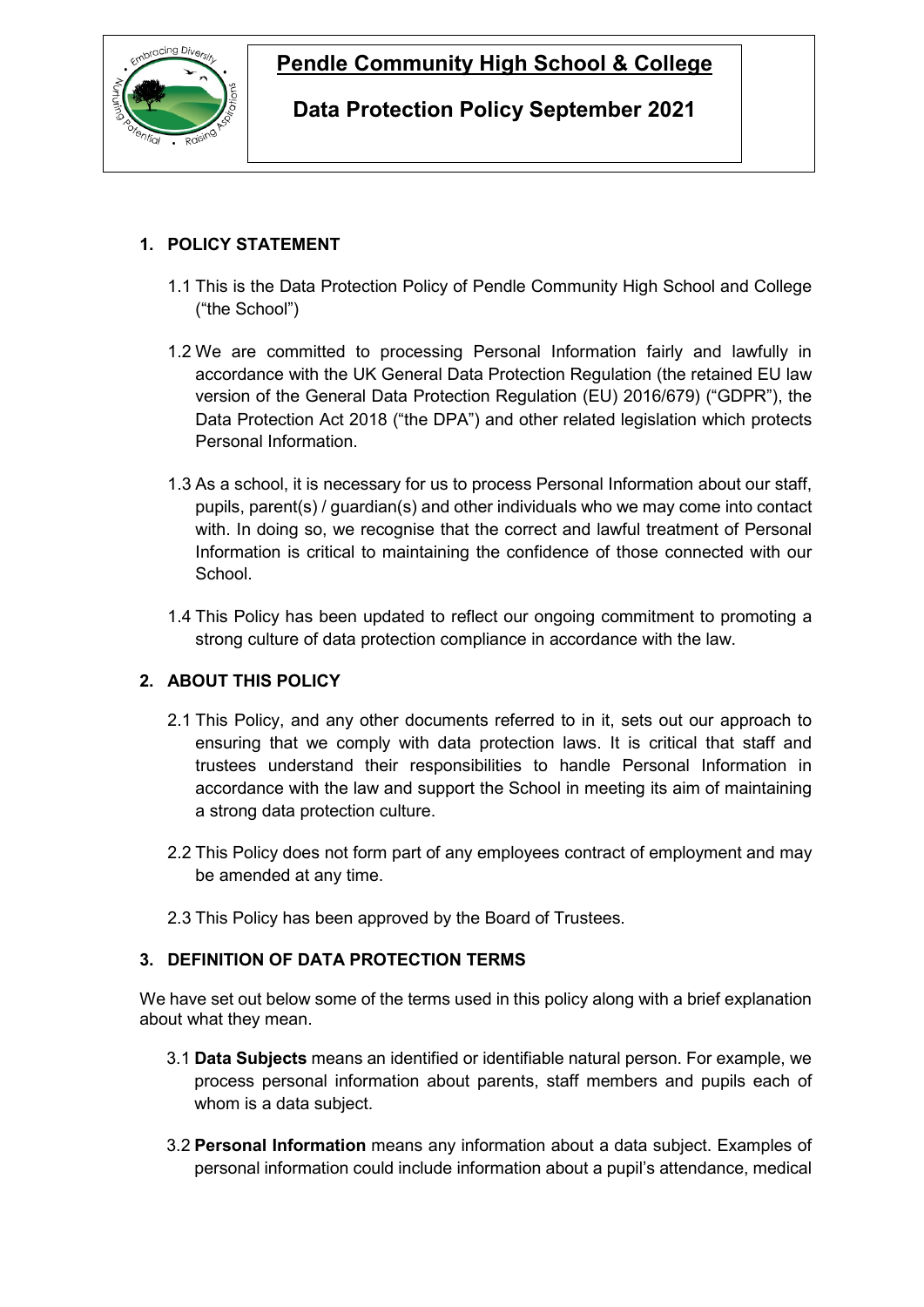# Pendle Community High School & College

## Data Protection Policy September 2021

### 1. POLICY STATEMENT

1.1 This is the Data Protection Policy of Pendle Community High School and College ("the School")

1.2 We are committed to processing Personal Information fairly and lawfully in accordance with the UK General Data Protection Regulation (the retained EU law version of the General Data Protection Regulation (EU) 2016/679) ("GDPR"), the Data Protection Act 2018 ("the DPA") and other related legislation which protects Personal Information.

1.3 As a school, it is necessary for us to process Personal Information about our staff, pupils, parent(s) / guardian(s) and other individuals who we may come into contact with. In doing so, we recognise that the correct and lawful treatment of Personal Information is critical to maintaining the confidence of those connected with our School.

1.4 This Policy has been updated to reflect our ongoing commitment to promoting a strong culture of data protection compliance in accordance with the law.

### 2. ABOUT THIS POLICY

2.1 This Policy, and any other documents referred to in it, sets out our approach to ensuring that we comply with data protection laws. It is critical that staff and trustees understand their responsibilities to handle Personal Information in accordance with the law and support the School in meeting its aim of maintaining a strong data protection culture.

2.2 This Policy does not form part of any employees contract of employment and may be amended at any time.

2.3 This Policy has been approved by the Board of Trustees.

### 3. DEFINITION OF DATA PROTECTION TERMS

We have set out below some of the terms used in this policy along with a brief explanation about what they mean.

3.1 **Data Subjects** means an identified or identifiable natural person. For example, we process personal information about parents, staff members and pupils each of whom is a data subject.

3.2 **Personal Information** means any information about a data subject. Examples of personal information could include information about a pupil's attendance, medical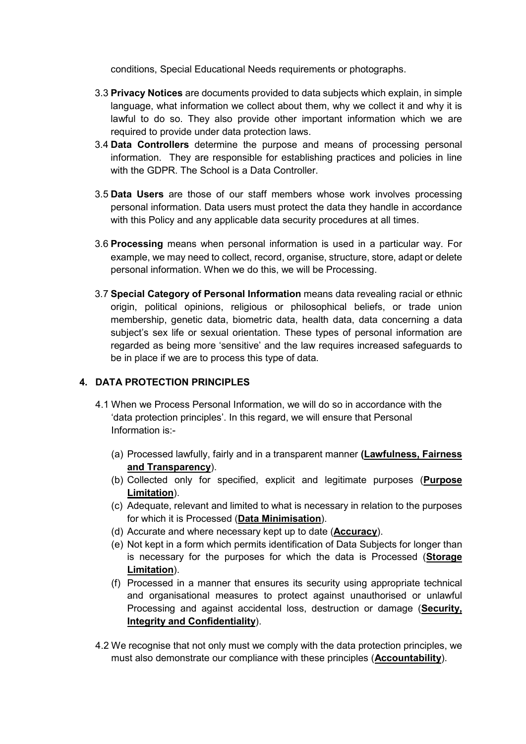conditions, Special Educational Needs requirements or photographs.

3.3 **Privacy Notices** are documents provided to data subjects which explain, in simple language, what information we collect about them, why we collect it and why it is lawful to do so. They also provide other important information which we are required to provide under data protection laws.

3.4 **Data Controllers** determine the purpose and means of processing personal information. They are responsible for establishing practices and policies in line with the GDPR. The School is a Data Controller.

3.5 **Data Users** are those of our staff members whose work involves processing personal information. Data users must protect the data they handle in accordance with this Policy and any applicable data security procedures at all times.

3.6 **Processing** means when personal information is used in a particular way. For example, we may need to collect, record, organise, structure, store, adapt or delete personal information. When we do this, we will be Processing.

3.7 **Special Category of Personal Information** means data revealing racial or ethnic origin, political opinions, religious or philosophical beliefs, or trade union membership, genetic data, biometric data, health data, data concerning a data subject's sex life or sexual orientation. These types of personal information are regarded as being more 'sensitive' and the law requires increased safeguards to be in place if we are to process this type of data.

## 4. DATA PROTECTION PRINCIPLES

4.1 When we Process Personal Information, we will do so in accordance with the 'data protection principles'. In this regard, we will ensure that Personal Information is:-

(a) Processed lawfully, fairly and in a transparent manner **(Lawfulness, Fairness and Transparency**).
(b) Collected only for specified, explicit and legitimate purposes (**Purpose Limitation**).
(c) Adequate, relevant and limited to what is necessary in relation to the purposes for which it is Processed (**Data Minimisation**).
(d) Accurate and where necessary kept up to date (**Accuracy**).
(e) Not kept in a form which permits identification of Data Subjects for longer than is necessary for the purposes for which the data is Processed (**Storage Limitation**).
(f) Processed in a manner that ensures its security using appropriate technical and organisational measures to protect against unauthorised or unlawful Processing and against accidental loss, destruction or damage (**Security, Integrity and Confidentiality**).

4.2 We recognise that not only must we comply with the data protection principles, we must also demonstrate our compliance with these principles (**Accountability**).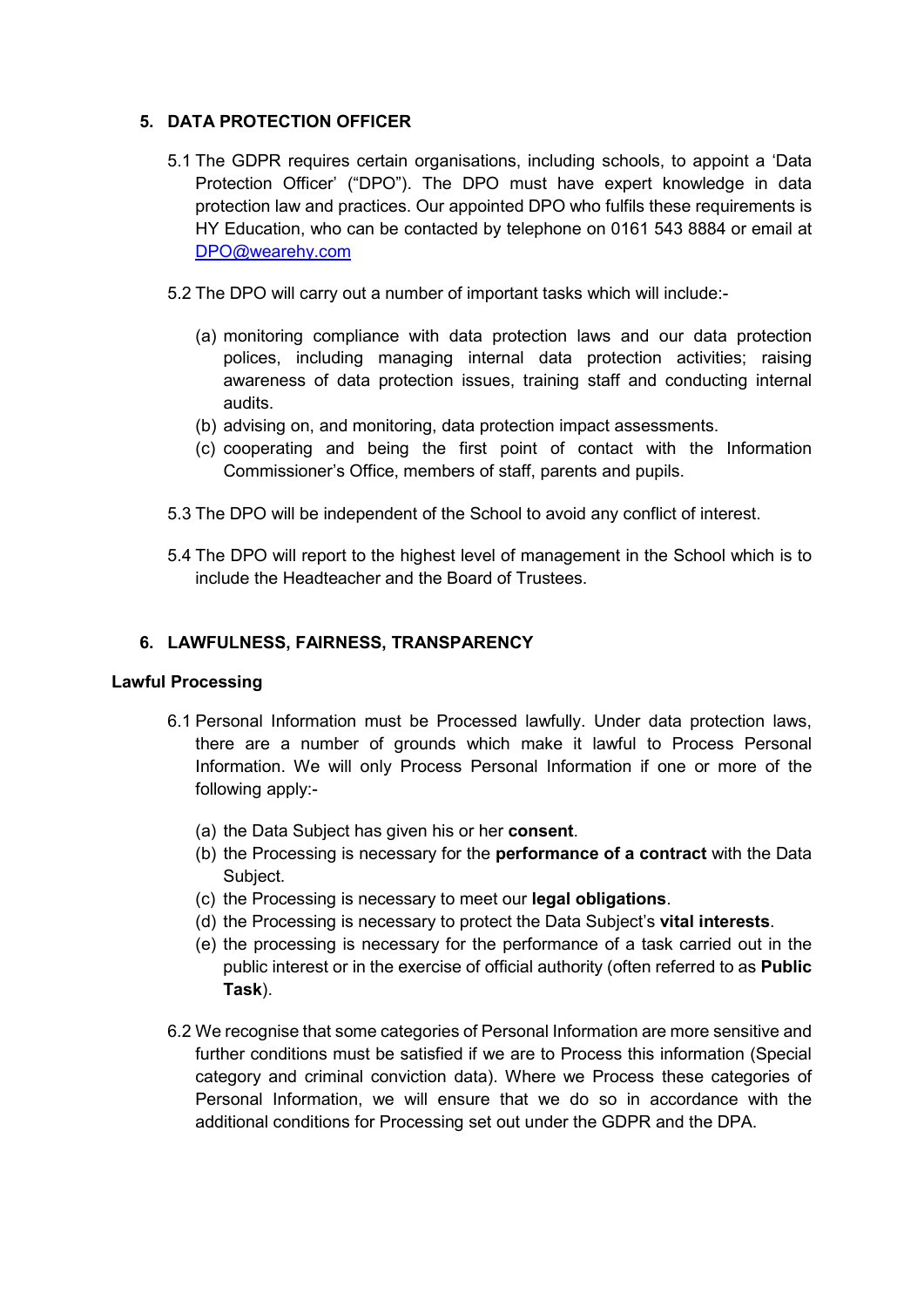## 5. DATA PROTECTION OFFICER

5.1 The GDPR requires certain organisations, including schools, to appoint a 'Data Protection Officer' ("DPO"). The DPO must have expert knowledge in data protection law and practices. Our appointed DPO who fulfils these requirements is HY Education, who can be contacted by telephone on 0161 543 8884 or email at [DPO@wearehy.com](mailto:DPO@wearehy.com)

5.2 The DPO will carry out a number of important tasks which will include:-

(a) monitoring compliance with data protection laws and our data protection polices, including managing internal data protection activities; raising awareness of data protection issues, training staff and conducting internal audits.
(b) advising on, and monitoring, data protection impact assessments.
(c) cooperating and being the first point of contact with the Information Commissioner's Office, members of staff, parents and pupils.

5.3 The DPO will be independent of the School to avoid any conflict of interest.

5.4 The DPO will report to the highest level of management in the School which is to include the Headteacher and the Board of Trustees.

## 6. LAWFULNESS, FAIRNESS, TRANSPARENCY

### Lawful Processing

6.1 Personal Information must be Processed lawfully. Under data protection laws, there are a number of grounds which make it lawful to Process Personal Information. We will only Process Personal Information if one or more of the following apply:-

(a) the Data Subject has given his or her **consent**.
(b) the Processing is necessary for the **performance of a contract** with the Data Subject.
(c) the Processing is necessary to meet our **legal obligations**.
(d) the Processing is necessary to protect the Data Subject's **vital interests**.
(e) the processing is necessary for the performance of a task carried out in the public interest or in the exercise of official authority (often referred to as **Public Task**).

6.2 We recognise that some categories of Personal Information are more sensitive and further conditions must be satisfied if we are to Process this information (Special category and criminal conviction data). Where we Process these categories of Personal Information, we will ensure that we do so in accordance with the additional conditions for Processing set out under the GDPR and the DPA.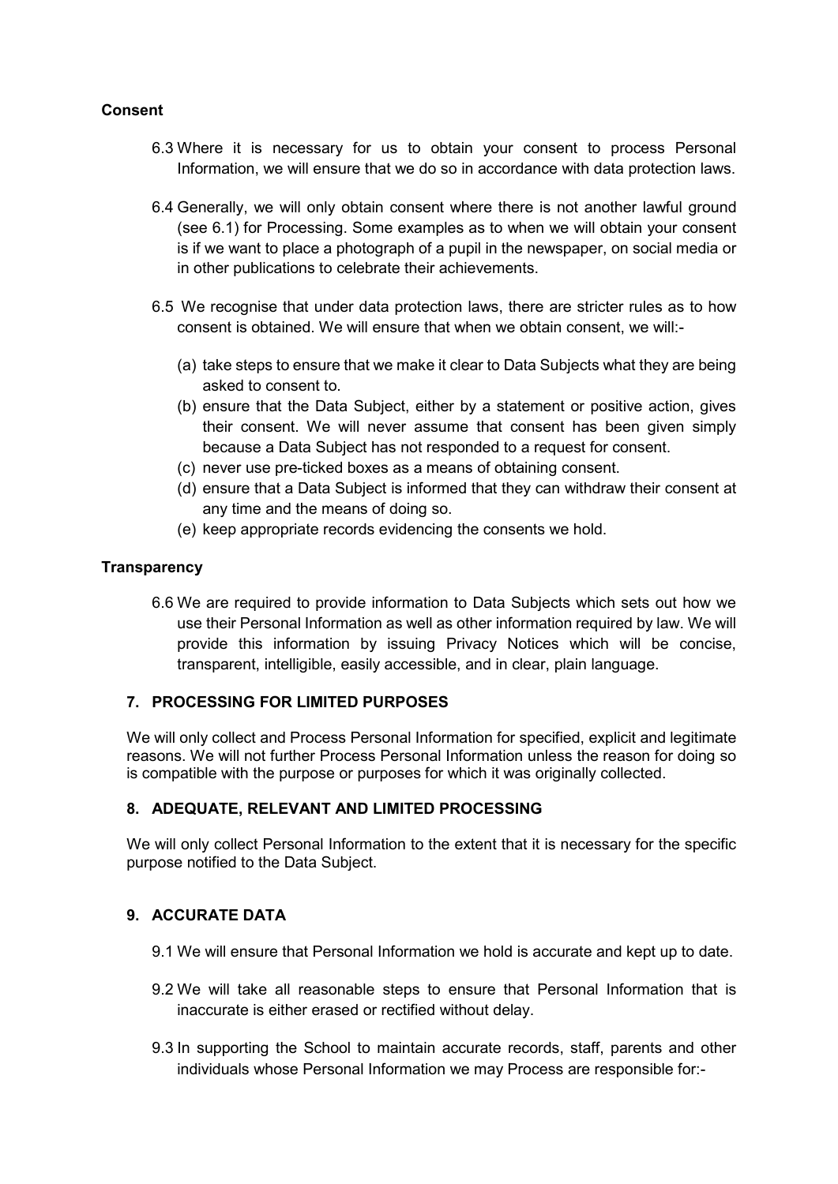**Consent**

6.3 Where it is necessary for us to obtain your consent to process Personal Information, we will ensure that we do so in accordance with data protection laws.

6.4 Generally, we will only obtain consent where there is not another lawful ground (see 6.1) for Processing. Some examples as to when we will obtain your consent is if we want to place a photograph of a pupil in the newspaper, on social media or in other publications to celebrate their achievements.

6.5 We recognise that under data protection laws, there are stricter rules as to how consent is obtained. We will ensure that when we obtain consent, we will:-

(a) take steps to ensure that we make it clear to Data Subjects what they are being asked to consent to.
(b) ensure that the Data Subject, either by a statement or positive action, gives their consent. We will never assume that consent has been given simply because a Data Subject has not responded to a request for consent.
(c) never use pre-ticked boxes as a means of obtaining consent.
(d) ensure that a Data Subject is informed that they can withdraw their consent at any time and the means of doing so.
(e) keep appropriate records evidencing the consents we hold.

**Transparency**

6.6 We are required to provide information to Data Subjects which sets out how we use their Personal Information as well as other information required by law. We will provide this information by issuing Privacy Notices which will be concise, transparent, intelligible, easily accessible, and in clear, plain language.

## 7. PROCESSING FOR LIMITED PURPOSES

We will only collect and Process Personal Information for specified, explicit and legitimate reasons. We will not further Process Personal Information unless the reason for doing so is compatible with the purpose or purposes for which it was originally collected.

## 8. ADEQUATE, RELEVANT AND LIMITED PROCESSING

We will only collect Personal Information to the extent that it is necessary for the specific purpose notified to the Data Subject.

## 9. ACCURATE DATA

9.1 We will ensure that Personal Information we hold is accurate and kept up to date.

9.2 We will take all reasonable steps to ensure that Personal Information that is inaccurate is either erased or rectified without delay.

9.3 In supporting the School to maintain accurate records, staff, parents and other individuals whose Personal Information we may Process are responsible for:-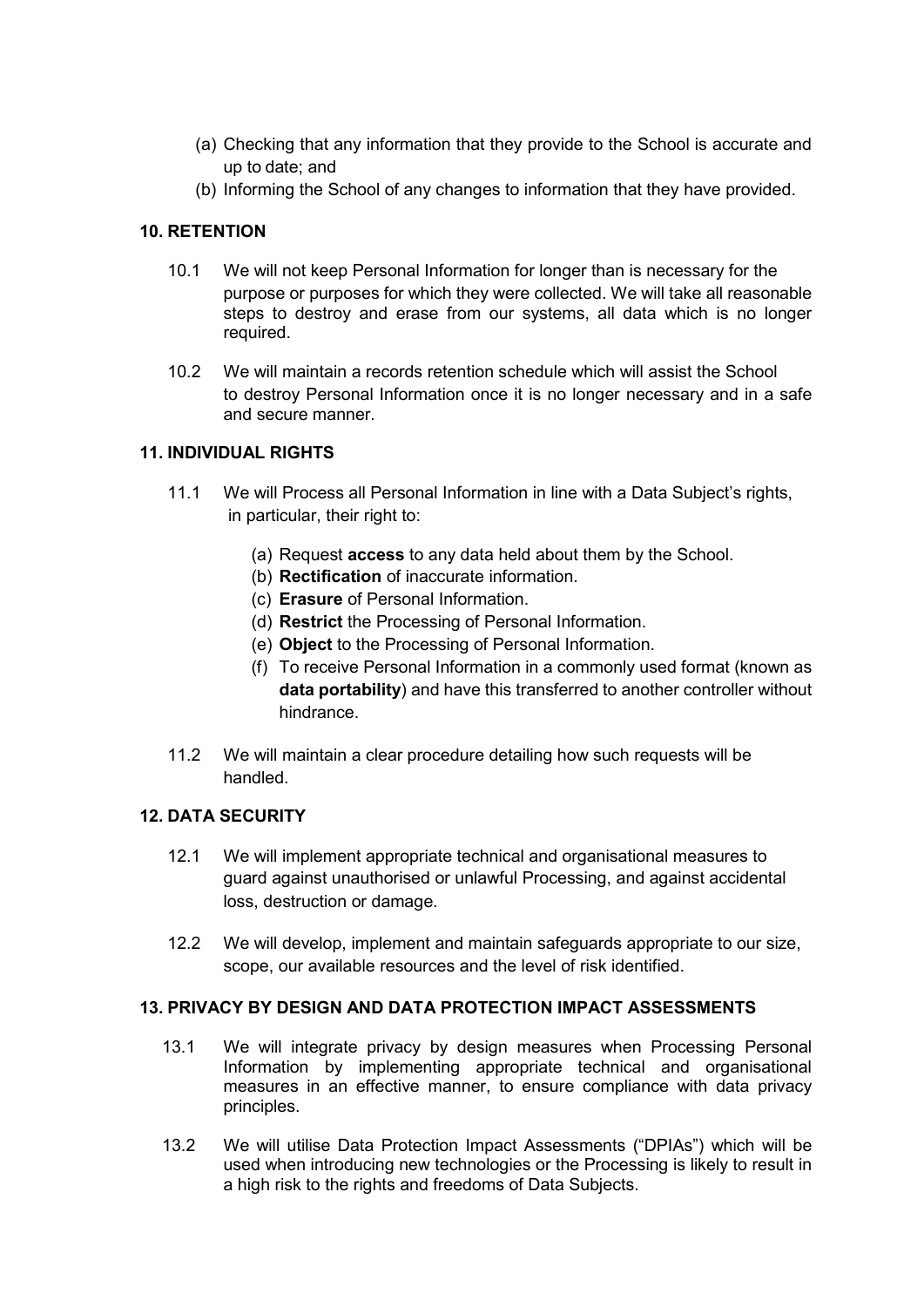(a) Checking that any information that they provide to the School is accurate and up to date; and
(b) Informing the School of any changes to information that they have provided.

**10. RETENTION**

10.1 We will not keep Personal Information for longer than is necessary for the purpose or purposes for which they were collected. We will take all reasonable steps to destroy and erase from our systems, all data which is no longer required.

10.2 We will maintain a records retention schedule which will assist the School to destroy Personal Information once it is no longer necessary and in a safe and secure manner.

**11. INDIVIDUAL RIGHTS**

11.1 We will Process all Personal Information in line with a Data Subject's rights, in particular, their right to:

(a) Request **access** to any data held about them by the School.
(b) **Rectification** of inaccurate information.
(c) **Erasure** of Personal Information.
(d) **Restrict** the Processing of Personal Information.
(e) **Object** to the Processing of Personal Information.
(f) To receive Personal Information in a commonly used format (known as **data portability**) and have this transferred to another controller without hindrance.

11.2 We will maintain a clear procedure detailing how such requests will be handled.

**12. DATA SECURITY**

12.1 We will implement appropriate technical and organisational measures to guard against unauthorised or unlawful Processing, and against accidental loss, destruction or damage.

12.2 We will develop, implement and maintain safeguards appropriate to our size, scope, our available resources and the level of risk identified.

**13. PRIVACY BY DESIGN AND DATA PROTECTION IMPACT ASSESSMENTS**

13.1 We will integrate privacy by design measures when Processing Personal Information by implementing appropriate technical and organisational measures in an effective manner, to ensure compliance with data privacy principles.

13.2 We will utilise Data Protection Impact Assessments ("DPIAs") which will be used when introducing new technologies or the Processing is likely to result in a high risk to the rights and freedoms of Data Subjects.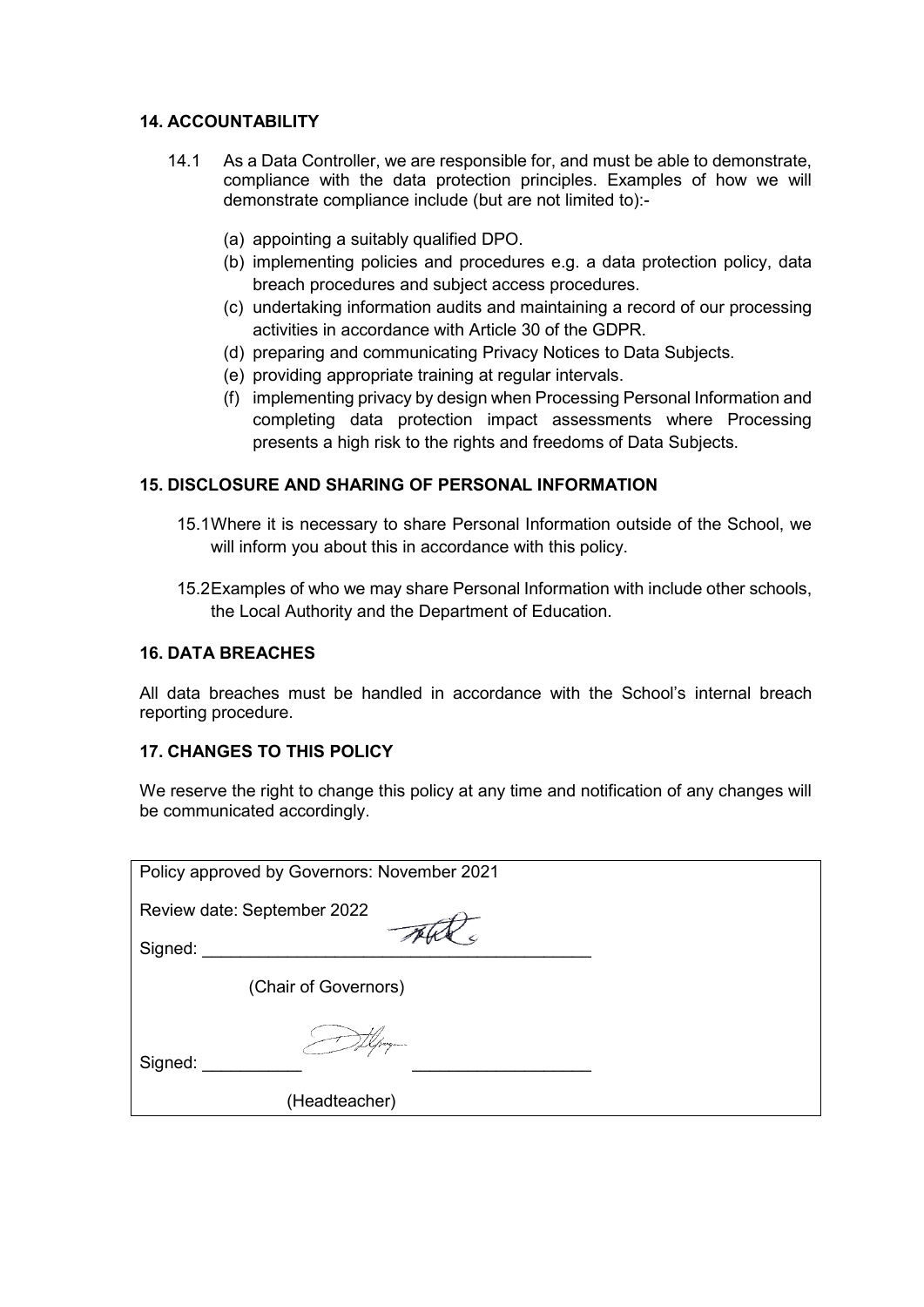## 14. ACCOUNTABILITY

14.1 As a Data Controller, we are responsible for, and must be able to demonstrate, compliance with the data protection principles. Examples of how we will demonstrate compliance include (but are not limited to):-

(a) appointing a suitably qualified DPO.
(b) implementing policies and procedures e.g. a data protection policy, data breach procedures and subject access procedures.
(c) undertaking information audits and maintaining a record of our processing activities in accordance with Article 30 of the GDPR.
(d) preparing and communicating Privacy Notices to Data Subjects.
(e) providing appropriate training at regular intervals.
(f) implementing privacy by design when Processing Personal Information and completing data protection impact assessments where Processing presents a high risk to the rights and freedoms of Data Subjects.

## 15. DISCLOSURE AND SHARING OF PERSONAL INFORMATION

15.1 Where it is necessary to share Personal Information outside of the School, we will inform you about this in accordance with this policy.

15.2 Examples of who we may share Personal Information with include other schools, the Local Authority and the Department of Education.

## 16. DATA BREACHES

All data breaches must be handled in accordance with the School's internal breach reporting procedure.

## 17. CHANGES TO THIS POLICY

We reserve the right to change this policy at any time and notification of any changes will be communicated accordingly.

Policy approved by Governors: November 2021

Review date: September 2022

Signed: ________________________

(Chair of Governors)

Signed: ________________________

(Headteacher)